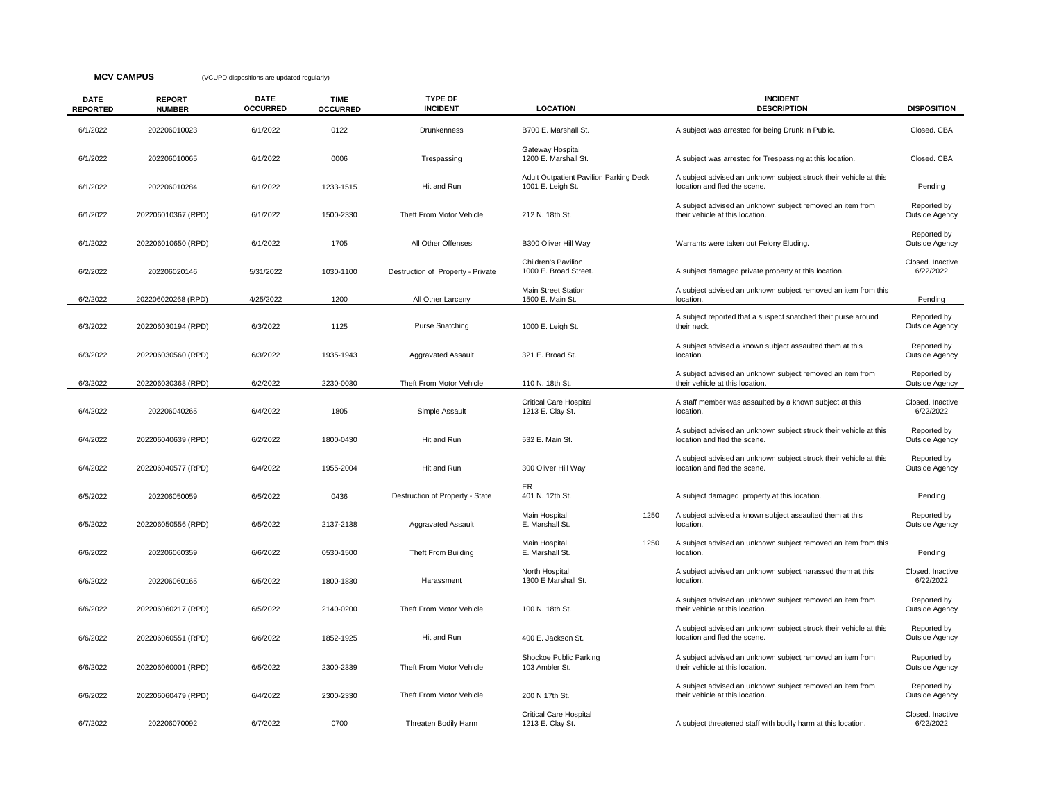**MCV CAMPUS** (VCUPD dispositions are updated regularly)

| DATE REPORTED | REPORT NUMBER | DATE OCCURRED | TIME OCCURRED | TYPE OF INCIDENT | LOCATION | INCIDENT DESCRIPTION | DISPOSITION |
|---|---|---|---|---|---|---|---|
| 6/1/2022 | 202206010023 | 6/1/2022 | 0122 | Drunkenness | B700 E. Marshall St. | A subject was arrested for being Drunk in Public. | Closed. CBA |
| 6/1/2022 | 202206010065 | 6/1/2022 | 0006 | Trespassing | Gateway Hospital 1200 E. Marshall St. | A subject was arrested for Trespassing at this location. | Closed. CBA |
| 6/1/2022 | 202206010284 | 6/1/2022 | 1233-1515 | Hit and Run | Adult Outpatient Pavilion Parking Deck 1001 E. Leigh St. | A subject advised an unknown subject struck their vehicle at this location and fled the scene. | Pending |
| 6/1/2022 | 202206010367 (RPD) | 6/1/2022 | 1500-2330 | Theft From Motor Vehicle | 212 N. 18th St. | A subject advised an unknown subject removed an item from their vehicle at this location. | Reported by Outside Agency |
| 6/1/2022 | 202206010650 (RPD) | 6/1/2022 | 1705 | All Other Offenses | B300 Oliver Hill Way | Warrants were taken out Felony Eluding. | Reported by Outside Agency |
| 6/2/2022 | 202206020146 | 5/31/2022 | 1030-1100 | Destruction of Property - Private | Children's Pavilion 1000 E. Broad Street. | A subject damaged private property at this location. | Closed. Inactive 6/22/2022 |
| 6/2/2022 | 202206020268 (RPD) | 4/25/2022 | 1200 | All Other Larceny | Main Street Station 1500 E. Main St. | A subject advised an unknown subject removed an item from this location. | Pending |
| 6/3/2022 | 202206030194 (RPD) | 6/3/2022 | 1125 | Purse Snatching | 1000 E. Leigh St. | A subject reported that a suspect snatched their purse around their neck. | Reported by Outside Agency |
| 6/3/2022 | 202206030560 (RPD) | 6/3/2022 | 1935-1943 | Aggravated Assault | 321 E. Broad St. | A subject advised a known subject assaulted them at this location. | Reported by Outside Agency |
| 6/3/2022 | 202206030368 (RPD) | 6/2/2022 | 2230-0030 | Theft From Motor Vehicle | 110 N. 18th St. | A subject advised an unknown subject removed an item from their vehicle at this location. | Reported by Outside Agency |
| 6/4/2022 | 202206040265 | 6/4/2022 | 1805 | Simple Assault | Critical Care Hospital 1213 E. Clay St. | A staff member was assaulted by a known subject at this location. | Closed. Inactive 6/22/2022 |
| 6/4/2022 | 202206040639 (RPD) | 6/2/2022 | 1800-0430 | Hit and Run | 532 E. Main St. | A subject advised an unknown subject struck their vehicle at this location and fled the scene. | Reported by Outside Agency |
| 6/4/2022 | 202206040577 (RPD) | 6/4/2022 | 1955-2004 | Hit and Run | 300 Oliver Hill Way | A subject advised an unknown subject struck their vehicle at this location and fled the scene. | Reported by Outside Agency |
| 6/5/2022 | 202206050059 | 6/5/2022 | 0436 | Destruction of Property - State | ER 401 N. 12th St. | A subject damaged property at this location. | Pending |
| 6/5/2022 | 202206050556 (RPD) | 6/5/2022 | 2137-2138 | Aggravated Assault | Main Hospital 1250 E. Marshall St. | A subject advised a known subject assaulted them at this location. | Reported by Outside Agency |
| 6/6/2022 | 202206060359 | 6/6/2022 | 0530-1500 | Theft From Building | Main Hospital 1250 E. Marshall St. | A subject advised an unknown subject removed an item from this location. | Pending |
| 6/6/2022 | 202206060165 | 6/5/2022 | 1800-1830 | Harassment | North Hospital 1300 E Marshall St. | A subject advised an unknown subject harassed them at this location. | Closed. Inactive 6/22/2022 |
| 6/6/2022 | 202206060217 (RPD) | 6/5/2022 | 2140-0200 | Theft From Motor Vehicle | 100 N. 18th St. | A subject advised an unknown subject removed an item from their vehicle at this location. | Reported by Outside Agency |
| 6/6/2022 | 202206060551 (RPD) | 6/6/2022 | 1852-1925 | Hit and Run | 400 E. Jackson St. | A subject advised an unknown subject struck their vehicle at this location and fled the scene. | Reported by Outside Agency |
| 6/6/2022 | 202206060001 (RPD) | 6/5/2022 | 2300-2339 | Theft From Motor Vehicle | Shockoe Public Parking 103 Ambler St. | A subject advised an unknown subject removed an item from their vehicle at this location. | Reported by Outside Agency |
| 6/6/2022 | 202206060479 (RPD) | 6/4/2022 | 2300-2330 | Theft From Motor Vehicle | 200 N 17th St. | A subject advised an unknown subject removed an item from their vehicle at this location. | Reported by Outside Agency |
| 6/7/2022 | 202206070092 | 6/7/2022 | 0700 | Threaten Bodily Harm | Critical Care Hospital 1213 E. Clay St. | A subject threatened staff with bodily harm at this location. | Closed. Inactive 6/22/2022 |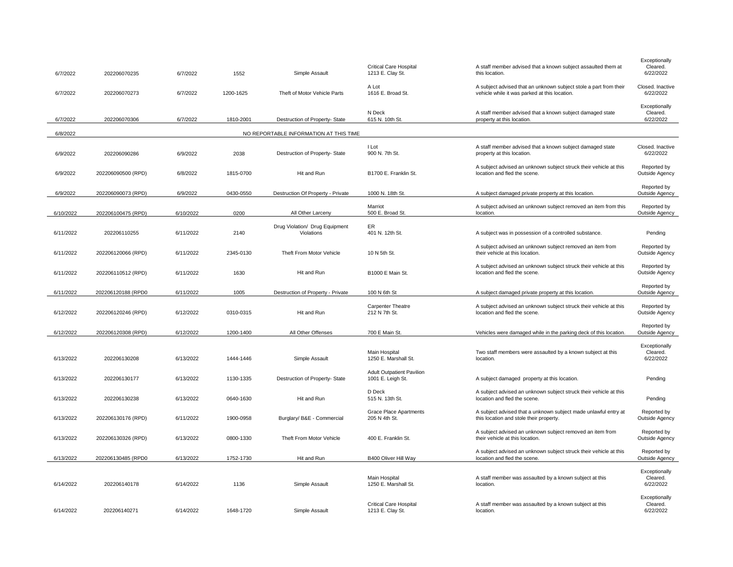| | | | | | | | |
|---|---|---|---|---|---|---|---|
| 6/7/2022 | 202206070235 | 6/7/2022 | 1552 | Simple Assault | Critical Care Hospital 1213 E. Clay St. | A staff member advised that a known subject assaulted them at this location. | Exceptionally Cleared. 6/22/2022 |
| 6/7/2022 | 202206070273 | 6/7/2022 | 1200-1625 | Theft of Motor Vehicle Parts | A Lot 1616 E. Broad St. | A subject advised that an unknown subject stole a part from their vehicle while it was parked at this location. | Closed. Inactive 6/22/2022 |
| 6/7/2022 | 202206070306 | 6/7/2022 | 1810-2001 | Destruction of Property- State | N Deck 615 N. 10th St. | A staff member advised that a known subject damaged state property at this location. | Exceptionally Cleared. 6/22/2022 |
| 6/8/2022 | | | | NO REPORTABLE INFORMATION AT THIS TIME | | | |
| 6/9/2022 | 202206090286 | 6/9/2022 | 2038 | Destruction of Property- State | I Lot 900 N. 7th St. | A staff member advised that a known subject damaged state property at this location. | Closed. Inactive 6/22/2022 |
| 6/9/2022 | 202206090500 (RPD) | 6/8/2022 | 1815-0700 | Hit and Run | B1700 E. Franklin St. | A subject advised an unknown subject struck their vehicle at this location and fled the scene. | Reported by Outside Agency |
| 6/9/2022 | 202206090073 (RPD) | 6/9/2022 | 0430-0550 | Destruction Of Property - Private | 1000 N. 18th St. | A subject damaged private property at this location. | Reported by Outside Agency |
| 6/10/2022 | 202206100475 (RPD) | 6/10/2022 | 0200 | All Other Larceny | Marriot 500 E. Broad St. | A subject advised an unknown subject removed an item from this location. | Reported by Outside Agency |
| 6/11/2022 | 202206110255 | 6/11/2022 | 2140 | Drug Violation/ Drug Equipment Violations | ER 401 N. 12th St. | A subject was in possession of a controlled substance. | Pending |
| 6/11/2022 | 202206120066 (RPD) | 6/11/2022 | 2345-0130 | Theft From Motor Vehicle | 10 N 5th St. | A subject advised an unknown subject removed an item from their vehicle at this location. | Reported by Outside Agency |
| 6/11/2022 | 202206110512 (RPD) | 6/11/2022 | 1630 | Hit and Run | B1000 E Main St. | A subject advised an unknown subject struck their vehicle at this location and fled the scene. | Reported by Outside Agency |
| 6/11/2022 | 202206120188 (RPD0 | 6/11/2022 | 1005 | Destruction of Property - Private | 100 N 6th St | A subject damaged private property at this location. | Reported by Outside Agency |
| 6/12/2022 | 202206120246 (RPD) | 6/12/2022 | 0310-0315 | Hit and Run | Carpenter Theatre 212 N 7th St. | A subject advised an unknown subject struck their vehicle at this location and fled the scene. | Reported by Outside Agency |
| 6/12/2022 | 202206120308 (RPD) | 6/12/2022 | 1200-1400 | All Other Offenses | 700 E Main St. | Vehicles were damaged while in the parking deck of this location. | Reported by Outside Agency |
| 6/13/2022 | 202206130208 | 6/13/2022 | 1444-1446 | Simple Assault | Main Hospital 1250 E. Marshall St. | Two staff members were assaulted by a known subject at this location. | Exceptionally Cleared. 6/22/2022 |
| 6/13/2022 | 202206130177 | 6/13/2022 | 1130-1335 | Destruction of Property- State | Adult Outpatient Pavilion 1001 E. Leigh St. | A subject damaged property at this location. | Pending |
| 6/13/2022 | 202206130238 | 6/13/2022 | 0640-1630 | Hit and Run | D Deck 515 N. 13th St. | A subject advised an unknown subject struck their vehicle at this location and fled the scene. | Pending |
| 6/13/2022 | 202206130176 (RPD) | 6/11/2022 | 1900-0958 | Burglary/ B&E - Commercial | Grace Place Apartments 205 N 4th St. | A subject advised that a unknown subject made unlawful entry at this location and stole their property. | Reported by Outside Agency |
| 6/13/2022 | 202206130326 (RPD) | 6/13/2022 | 0800-1330 | Theft From Motor Vehicle | 400 E. Franklin St. | A subject advised an unknown subject removed an item from their vehicle at this location. | Reported by Outside Agency |
| 6/13/2022 | 202206130485 (RPD0 | 6/13/2022 | 1752-1730 | Hit and Run | B400 Oliver Hill Way | A subject advised an unknown subject struck their vehicle at this location and fled the scene. | Reported by Outside Agency |
| 6/14/2022 | 202206140178 | 6/14/2022 | 1136 | Simple Assault | Main Hospital 1250 E. Marshall St. | A staff member was assaulted by a known subject at this location. | Exceptionally Cleared. 6/22/2022 |
| 6/14/2022 | 202206140271 | 6/14/2022 | 1648-1720 | Simple Assault | Critical Care Hospital 1213 E. Clay St. | A staff member was assaulted by a known subject at this location. | Exceptionally Cleared. 6/22/2022 |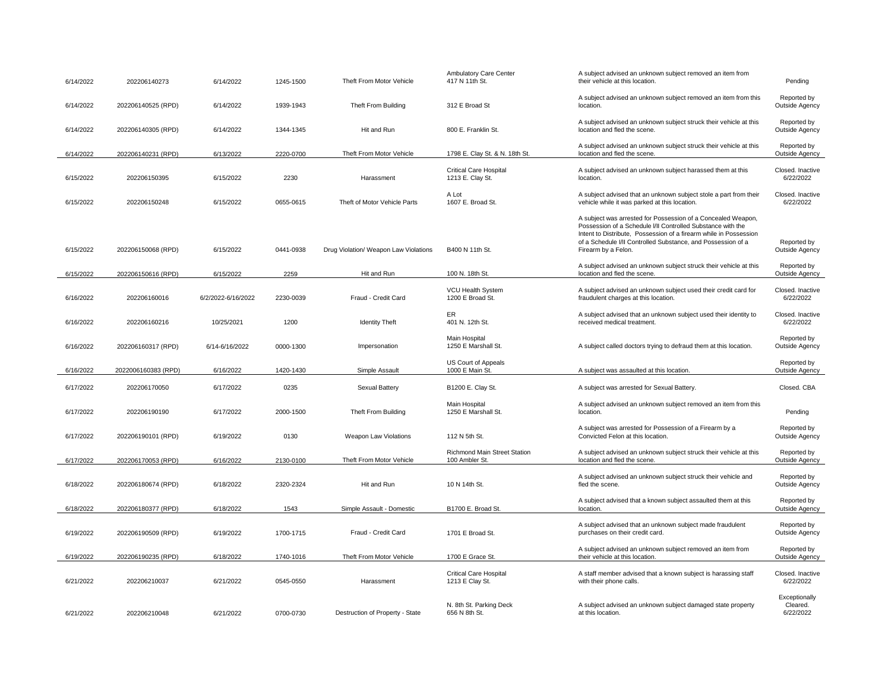| | | | | | | | |
|---|---|---|---|---|---|---|---|
| 6/14/2022 | 202206140273 | 6/14/2022 | 1245-1500 | Theft From Motor Vehicle | Ambulatory Care Center 417 N 11th St. | A subject advised an unknown subject removed an item from their vehicle at this location. | Pending |
| 6/14/2022 | 202206140525 (RPD) | 6/14/2022 | 1939-1943 | Theft From Building | 312 E Broad St | A subject advised an unknown subject removed an item from this location. | Reported by Outside Agency |
| 6/14/2022 | 202206140305 (RPD) | 6/14/2022 | 1344-1345 | Hit and Run | 800 E. Franklin St. | A subject advised an unknown subject struck their vehicle at this location and fled the scene. | Reported by Outside Agency |
| 6/14/2022 | 202206140231 (RPD) | 6/13/2022 | 2220-0700 | Theft From Motor Vehicle | 1798 E. Clay St. & N. 18th St. | A subject advised an unknown subject struck their vehicle at this location and fled the scene. | Reported by Outside Agency |
| 6/15/2022 | 202206150395 | 6/15/2022 | 2230 | Harassment | Critical Care Hospital 1213 E. Clay St. | A subject advised an unknown subject harassed them at this location. | Closed. Inactive 6/22/2022 |
| 6/15/2022 | 202206150248 | 6/15/2022 | 0655-0615 | Theft of Motor Vehicle Parts | A Lot 1607 E. Broad St. | A subject advised that an unknown subject stole a part from their vehicle while it was parked at this location. | Closed. Inactive 6/22/2022 |
| 6/15/2022 | 202206150068 (RPD) | 6/15/2022 | 0441-0938 | Drug Violation/ Weapon Law Violations | B400 N 11th St. | A subject was arrested for Possession of a Concealed Weapon, Possession of a Schedule I/II Controlled Substance with the Intent to Distribute, Possession of a firearm while in Possession of a Schedule I/II Controlled Substance, and Possession of a Firearm by a Felon. | Reported by Outside Agency |
| 6/15/2022 | 202206150616 (RPD) | 6/15/2022 | 2259 | Hit and Run | 100 N. 18th St. | A subject advised an unknown subject struck their vehicle at this location and fled the scene. | Reported by Outside Agency |
| 6/16/2022 | 202206160016 | 6/2/2022-6/16/2022 | 2230-0039 | Fraud - Credit Card | VCU Health System 1200 E Broad St. | A subject advised an unknown subject used their credit card for fraudulent charges at this location. | Closed. Inactive 6/22/2022 |
| 6/16/2022 | 202206160216 | 10/25/2021 | 1200 | Identity Theft | ER 401 N. 12th St. | A subject advised that an unknown subject used their identity to received medical treatment. | Closed. Inactive 6/22/2022 |
| 6/16/2022 | 202206160317 (RPD) | 6/14-6/16/2022 | 0000-1300 | Impersonation | Main Hospital 1250 E Marshall St. | A subject called doctors trying to defraud them at this location. | Reported by Outside Agency |
| 6/16/2022 | 2022006160383 (RPD) | 6/16/2022 | 1420-1430 | Simple Assault | US Court of Appeals 1000 E Main St. | A subject was assaulted at this location. | Reported by Outside Agency |
| 6/17/2022 | 202206170050 | 6/17/2022 | 0235 | Sexual Battery | B1200 E. Clay St. | A subject was arrested for Sexual Battery. | Closed. CBA |
| 6/17/2022 | 202206190190 | 6/17/2022 | 2000-1500 | Theft From Building | Main Hospital 1250 E Marshall St. | A subject advised an unknown subject removed an item from this location. | Pending |
| 6/17/2022 | 202206190101 (RPD) | 6/19/2022 | 0130 | Weapon Law Violations | 112 N 5th St. | A subject was arrested for Possession of a Firearm by a Convicted Felon at this location. | Reported by Outside Agency |
| 6/17/2022 | 202206170053 (RPD) | 6/16/2022 | 2130-0100 | Theft From Motor Vehicle | Richmond Main Street Station 100 Ambler St. | A subject advised an unknown subject struck their vehicle at this location and fled the scene. | Reported by Outside Agency |
| 6/18/2022 | 202206180674 (RPD) | 6/18/2022 | 2320-2324 | Hit and Run | 10 N 14th St. | A subject advised an unknown subject struck their vehicle and fled the scene. | Reported by Outside Agency |
| 6/18/2022 | 202206180377 (RPD) | 6/18/2022 | 1543 | Simple Assault - Domestic | B1700 E. Broad St. | A subject advised that a known subject assaulted them at this location. | Reported by Outside Agency |
| 6/19/2022 | 202206190509 (RPD) | 6/19/2022 | 1700-1715 | Fraud - Credit Card | 1701 E Broad St. | A subject advised that an unknown subject made fraudulent purchases on their credit card. | Reported by Outside Agency |
| 6/19/2022 | 202206190235 (RPD) | 6/18/2022 | 1740-1016 | Theft From Motor Vehicle | 1700 E Grace St. | A subject advised an unknown subject removed an item from their vehicle at this location. | Reported by Outside Agency |
| 6/21/2022 | 202206210037 | 6/21/2022 | 0545-0550 | Harassment | Critical Care Hospital 1213 E Clay St. | A staff member advised that a known subject is harassing staff with their phone calls. | Closed. Inactive 6/22/2022 |
| 6/21/2022 | 202206210048 | 6/21/2022 | 0700-0730 | Destruction of Property - State | N. 8th St. Parking Deck 656 N 8th St. | A subject advised an unknown subject damaged state property at this location. | Exceptionally Cleared. 6/22/2022 |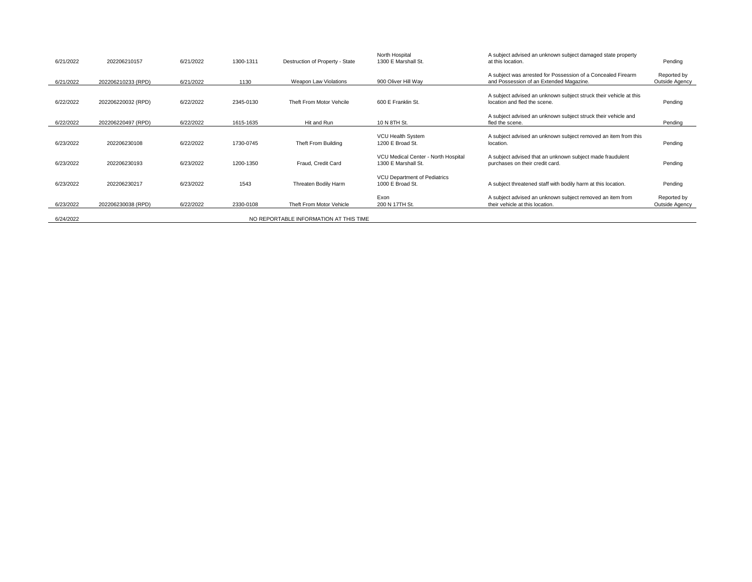| | | | | | | | |
|---|---|---|---|---|---|---|---|
| 6/21/2022 | 202206210157 | 6/21/2022 | 1300-1311 | Destruction of Property - State | North Hospital 1300 E Marshall St. | A subject advised an unknown subject damaged state property at this location. | Pending |
| 6/21/2022 | 202206210233 (RPD) | 6/21/2022 | 1130 | Weapon Law Violations | 900 Oliver Hill Way | A subject was arrested for Possession of a Concealed Firearm and Possession of an Extended Magazine. | Reported by Outside Agency |
| 6/22/2022 | 202206220032 (RPD) | 6/22/2022 | 2345-0130 | Theft From Motor Vehcile | 600 E Franklin St. | A subject advised an unknown subject struck their vehicle at this location and fled the scene. | Pending |
| 6/22/2022 | 202206220497 (RPD) | 6/22/2022 | 1615-1635 | Hit and Run | 10 N 8TH St. | A subject advised an unknown subject struck their vehicle and fled the scene. | Pending |
| 6/23/2022 | 202206230108 | 6/22/2022 | 1730-0745 | Theft From Building | VCU Health System 1200 E Broad St. | A subject advised an unknown subject removed an item from this location. | Pending |
| 6/23/2022 | 202206230193 | 6/23/2022 | 1200-1350 | Fraud, Credit Card | VCU Medical Center - North Hospital 1300 E Marshall St. | A subject advised that an unknown subject made fraudulent purchases on their credit card. | Pending |
| 6/23/2022 | 202206230217 | 6/23/2022 | 1543 | Threaten Bodily Harm | VCU Department of Pediatrics 1000 E Broad St. | A subject threatened staff with bodily harm at this location. | Pending |
| 6/23/2022 | 202206230038 (RPD) | 6/22/2022 | 2330-0108 | Theft From Motor Vehicle | Exon 200 N 17TH St. | A subject advised an unknown subject removed an item from their vehicle at this location. | Reported by Outside Agency |
| 6/24/2022 | | | | NO REPORTABLE INFORMATION AT THIS TIME | | | |